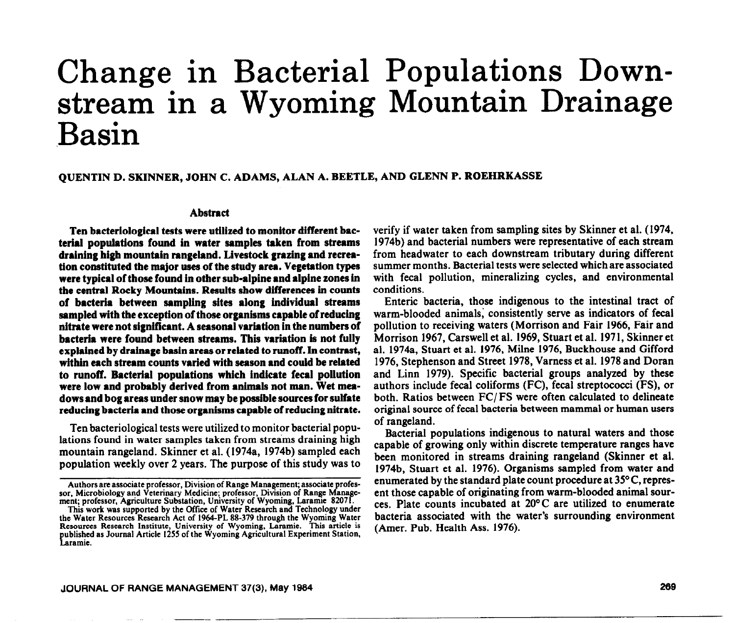# Change in Bacterial Populations Downstream in a Wyoming Mountain Drainage Basin

**QUENTIN D. SKINNER, JOHN C. ADAMS, ALAN A. BEETLE, AND GLENN P. ROEHRKASSE**

## Abstract

**Ten bacteriological tests were utilized to monitor different bacterial populations found in water samples taken from streams draining high mountain rangeland. Livestock grazing and recreation constituted the major uses of the study area. Vegetation types were typical of those found in other sub-alpine and alpine zones in the central Rocky Mountains. Results show differences in counts of bacteria between sampling sites along individual streams sampled with the exception of those organisms capable of reducing nitrate were not significant. A seasonal variation in the numbers of bacteria were found between streams. This variation is not fully explained by drainage basin areas or related to runoff. In contrast, within each stream counts varied with season and could be related to runoff. Bacterial populations which indicate fecal pollution were low and probably derived from animals not man. Wet meadows and bog areas under snow may be possible sources for sulfate reducing bacteria and those organisms capable of reducing nitrate.**

Ten bacteriological tests were utilized to monitor bacterial populations found in water samples taken from streams draining high mountain rangeland. Skinner et al. (1974a, 1974b) sampled each population weekly over 2 years. The purpose of this study was to verify if water taken from sampling sites by Skinner et al. (1974, 1974b) and bacterial numbers were representative of each stream from headwater to each downstream tributary during different summer months. Bacterial tests were selected which are associated with fecal pollution, mineralizing cycles, and environmental conditions.

Enteric bacteria, those indigenous to the intestinal tract of warm-blooded animals, consistently serve as indicators of fecal pollution to receiving waters (Morrison and Fair 1966, Fair and Morrison 1967, Carswell et al. 1969, Stuart et al. 1971, Skinner et al. 1974a, Stuart et al. 1976, Milne 1976, Buckhouse and Gifford 1976, Stephenson and Street 1978, Varness et al. 1978 and Doran and Linn 1979). Specific bacterial groups analyzed by these authors include fecal coliforms (FC), fecal streptococci (FS), or both. Ratios between FC/FS were often calculated to delineate original source of fecal bacteria between mammal or human users of rangeland.

Bacterial populations indigenous to natural waters and those capable of growing only within discrete temperature ranges have been monitored in streams draining rangeland (Skinner et al. 1974b, Stuart et al. 1976). Organisms sampled from water and enumerated by the standard plate count procedure at 35°C, represent those capable of originating from warm-blooded animal sources. Plate counts incubated at 20°C are utilized to enumerate bacteria associated with the water's surrounding environment (Amer. Pub. Health Ass. 1976).

---

Authors are associate professor, Division of Range Management; associate professor, Microbiology and Veterinary Medicine; professor, Division of Range Management; professor, Agriculture Substation, University of Wyoming, Laramie 82071.

This work was supported by the Office of Water Research and Technology under the Water Resources Research Act of 1964-PL 88-379 through the Wyoming Water Resources Research Institute, University of Wyoming, Laramie. This article is published as Journal Article 1255 of the Wyoming Agricultural Experiment Station, Laramie.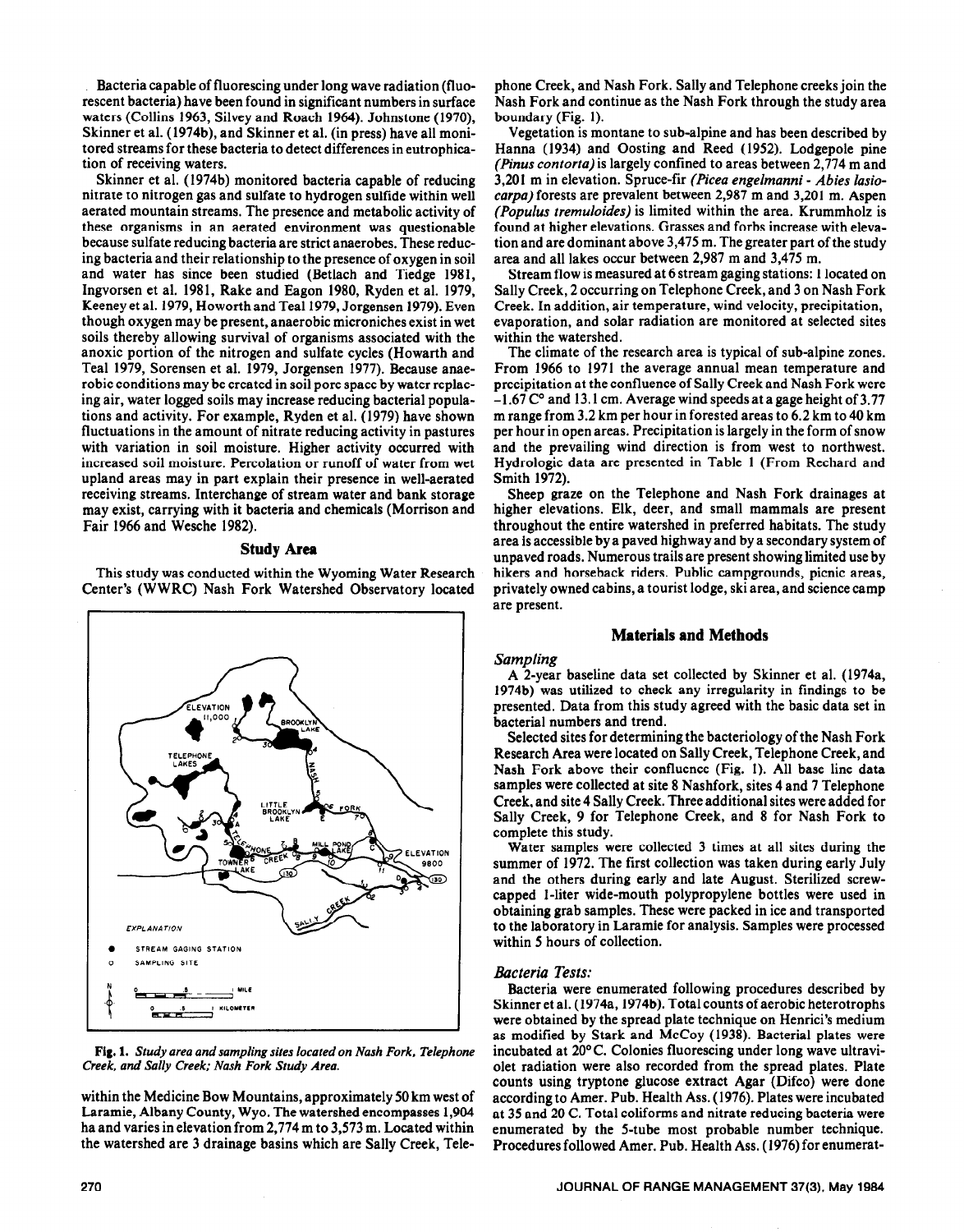Bacteria capable of fluorescing under long wave radiation (fluorescent bacteria) have been found in significant numbers in surface waters (Collins 1963, Silvey and Roach 1964). Johnstone (1970), Skinner et al. (1974b), and Skinner et al. (in press) have all monitored streams for these bacteria to detect differences in eutrophication of receiving waters.

Skinner et al. (1974b) monitored bacteria capable of reducing nitrate to nitrogen gas and sulfate to hydrogen sulfide within well aerated mountain streams. The presence and metabolic activity of these organisms in an aerated environment was questionable because sulfate reducing bacteria are strict anaerobes. These reducing bacteria and their relationship to the presence of oxygen in soil and water has since been studied (Betlach and Tiedge 1981, Ingvorsen et al. 1981, Rake and Eagon 1980, Ryden et al. 1979, Keeney et al. 1979, Howorth and Teal 1979, Jorgensen 1979). Even though oxygen may be present, anaerobic microniches exist in wet soils thereby allowing survival of organisms associated with the anoxic portion of the nitrogen and sulfate cycles (Howarth and Teal 1979, Sorensen et al. 1979, Jorgensen 1977). Because anaerobic conditions may be created in soil pore space by water replacing air, water logged soils may increase reducing bacterial populations and activity. For example, Ryden et al. (1979) have shown fluctuations in the amount of nitrate reducing activity in pastures with variation in soil moisture. Higher activity occurred with increased soil moisture. Percolation or runoff of water from wet upland areas may in part explain their presence in well-aerated receiving streams. Interchange of stream water and bank storage may exist, carrying with it bacteria and chemicals (Morrison and Fair 1966 and Wesche 1982).

## Study Area

This study was conducted within the Wyoming Water Research Center's (WWRC) Nash Fork Watershed Observatory located within the Medicine Bow Mountains, approximately 50 km west of Laramie, Albany County, Wyo. The watershed encompasses 1,904 ha and varies in elevation from 2,774 m to 3,573 m. Located within the watershed are 3 drainage basins which are Sally Creek, Telephone Creek, and Nash Fork. Sally and Telephone creeks join the Nash Fork and continue as the Nash Fork through the study area boundary (Fig. 1).

**Fig. 1.** *Study area and sampling sites located on Nash Fork, Telephone Creek, and Sally Creek; Nash Fork Study Area.*

Vegetation is montane to sub-alpine and has been described by Hanna (1934) and Oosting and Reed (1952). Lodgepole pine (*Pinus contorta*) is largely confined to areas between 2,774 m and 3,201 m in elevation. Spruce-fir (*Picea engelmanni - Abies lasiocarpa*) forests are prevalent between 2,987 m and 3,201 m. Aspen (*Populus tremuloides*) is limited within the area. Krummholz is found at higher elevations. Grasses and forbs increase with elevation and are dominant above 3,475 m. The greater part of the study area and all lakes occur between 2,987 m and 3,475 m.

Stream flow is measured at 6 stream gaging stations: 1 located on Sally Creek, 2 occurring on Telephone Creek, and 3 on Nash Fork Creek. In addition, air temperature, wind velocity, precipitation, evaporation, and solar radiation are monitored at selected sites within the watershed.

The climate of the research area is typical of sub-alpine zones. From 1966 to 1971 the average annual mean temperature and precipitation at the confluence of Sally Creek and Nash Fork were −1.67 C° and 13.1 cm. Average wind speeds at a gage height of 3.77 m range from 3.2 km per hour in forested areas to 6.2 km to 40 km per hour in open areas. Precipitation is largely in the form of snow and the prevailing wind direction is from west to northwest. Hydrologic data are presented in Table 1 (From Rechard and Smith 1972).

Sheep graze on the Telephone and Nash Fork drainages at higher elevations. Elk, deer, and small mammals are present throughout the entire watershed in preferred habitats. The study area is accessible by a paved highway and by a secondary system of unpaved roads. Numerous trails are present showing limited use by hikers and horseback riders. Public campgrounds, picnic areas, privately owned cabins, a tourist lodge, ski area, and science camp are present.

## Materials and Methods

### *Sampling*

A 2-year baseline data set collected by Skinner et al. (1974a, 1974b) was utilized to check any irregularity in findings to be presented. Data from this study agreed with the basic data set in bacterial numbers and trend.

Selected sites for determining the bacteriology of the Nash Fork Research Area were located on Sally Creek, Telephone Creek, and Nash Fork above their confluence (Fig. 1). All base line data samples were collected at site 8 Nashfork, sites 4 and 7 Telephone Creek, and site 4 Sally Creek. Three additional sites were added for Sally Creek, 9 for Telephone Creek, and 8 for Nash Fork to complete this study.

Water samples were collected 3 times at all sites during the summer of 1972. The first collection was taken during early July and the others during early and late August. Sterilized screw-capped 1-liter wide-mouth polypropylene bottles were used in obtaining grab samples. These were packed in ice and transported to the laboratory in Laramie for analysis. Samples were processed within 5 hours of collection.

### *Bacteria Tests:*

Bacteria were enumerated following procedures described by Skinner et al. (1974a, 1974b). Total counts of aerobic heterotrophs were obtained by the spread plate technique on Henrici's medium as modified by Stark and McCoy (1938). Bacterial plates were incubated at 20° C. Colonies fluorescing under long wave ultraviolet radiation were also recorded from the spread plates. Plate counts using tryptone glucose extract Agar (Difco) were done according to Amer. Pub. Health Ass. (1976). Plates were incubated at 35 and 20 C. Total coliforms and nitrate reducing bacteria were enumerated by the 5-tube most probable number technique. Procedures followed Amer. Pub. Health Ass. (1976) for enumerat-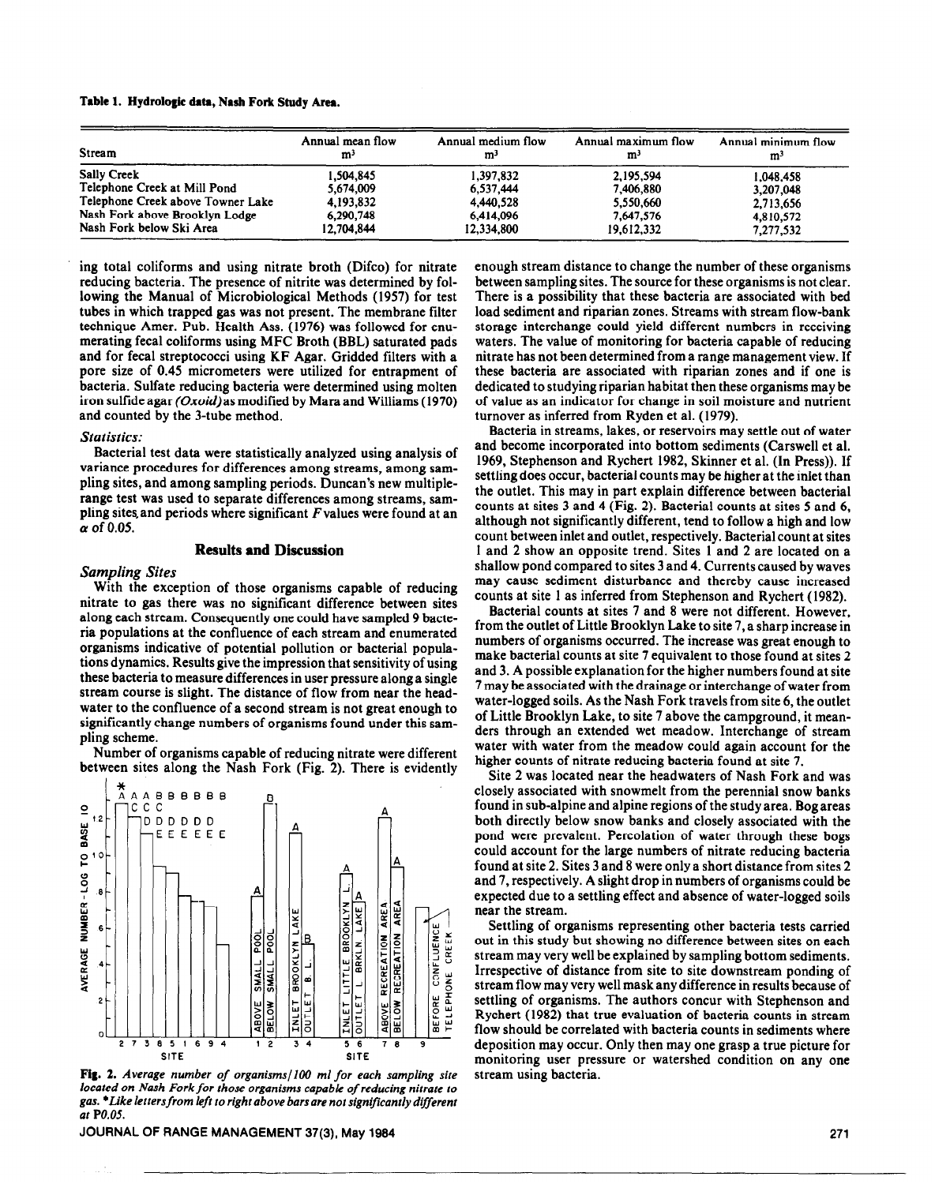**Table 1. Hydrologic data, Nash Fork Study Area.**

| Stream | Annual mean flow m³ | Annual medium flow m³ | Annual maximum flow m³ | Annual minimum flow m³ |
|---|---|---|---|---|
| Sally Creek | 1,504,845 | 1,397,832 | 2,195,594 | 1,048,458 |
| Telephone Creek at Mill Pond | 5,674,009 | 6,537,444 | 7,406,880 | 3,207,048 |
| Telephone Creek above Towner Lake | 4,193,832 | 4,440,528 | 5,550,660 | 2,713,656 |
| Nash Fork above Brooklyn Lodge | 6,290,748 | 6,414,096 | 7,647,576 | 4,810,572 |
| Nash Fork below Ski Area | 12,704,844 | 12,334,800 | 19,612,332 | 7,277,532 |

ing total coliforms and using nitrate broth (Difco) for nitrate reducing bacteria. The presence of nitrite was determined by following the Manual of Microbiological Methods (1957) for test tubes in which trapped gas was not present. The membrane filter technique Amer. Pub. Health Ass. (1976) was followed for enumerating fecal coliforms using MFC Broth (BBL) saturated pads and for fecal streptococci using KF Agar. Gridded filters with a pore size of 0.45 micrometers were utilized for entrapment of bacteria. Sulfate reducing bacteria were determined using molten iron sulfide agar *(Oxoid)* as modified by Mara and Williams (1970) and counted by the 3-tube method.

### *Statistics:*

Bacterial test data were statistically analyzed using analysis of variance procedures for differences among streams, among sampling sites, and among sampling periods. Duncan's new multiple-range test was used to separate differences among streams, sampling sites, and periods where significant $F$ values were found at an $\alpha$ of 0.05.

## Results and Discussion

### *Sampling Sites*

With the exception of those organisms capable of reducing nitrate to gas there was no significant difference between sites along each stream. Consequently one could have sampled 9 bacteria populations at the confluence of each stream and enumerated organisms indicative of potential pollution or bacterial populations dynamics. Results give the impression that sensitivity of using these bacteria to measure differences in user pressure along a single stream course is slight. The distance of flow from near the headwater to the confluence of a second stream is not great enough to significantly change numbers of organisms found under this sampling scheme.

Number of organisms capable of reducing nitrate were different between sites along the Nash Fork (Fig. 2). There is evidently enough stream distance to change the number of these organisms between sampling sites. The source for these organisms is not clear. There is a possibility that these bacteria are associated with bed load sediment and riparian zones. Streams with stream flow-bank storage interchange could yield different numbers in receiving waters. The value of monitoring for bacteria capable of reducing nitrate has not been determined from a range management view. If these bacteria are associated with riparian zones and if one is dedicated to studying riparian habitat then these organisms may be of value as an indicator for change in soil moisture and nutrient turnover as inferred from Ryden et al. (1979).

**Fig. 2.** *Average number of organisms/100 ml for each sampling site located on Nash Fork for those organisms capable of reducing nitrate to gas. \*Like letters from left to right above bars are not significantly different at P0.05.*

Bacteria in streams, lakes, or reservoirs may settle out of water and become incorporated into bottom sediments (Carswell et al. 1969, Stephenson and Rychert 1982, Skinner et al. (In Press)). If settling does occur, bacterial counts may be higher at the inlet than the outlet. This may in part explain difference between bacterial counts at sites 3 and 4 (Fig. 2). Bacterial counts at sites 5 and 6, although not significantly different, tend to follow a high and low count between inlet and outlet, respectively. Bacterial count at sites 1 and 2 show an opposite trend. Sites 1 and 2 are located on a shallow pond compared to sites 3 and 4. Currents caused by waves may cause sediment disturbance and thereby cause increased counts at site 1 as inferred from Stephenson and Rychert (1982).

Bacterial counts at sites 7 and 8 were not different. However, from the outlet of Little Brooklyn Lake to site 7, a sharp increase in numbers of organisms occurred. The increase was great enough to make bacterial counts at site 7 equivalent to those found at sites 2 and 3. A possible explanation for the higher numbers found at site 7 may be associated with the drainage or interchange of water from water-logged soils. As the Nash Fork travels from site 6, the outlet of Little Brooklyn Lake, to site 7 above the campground, it meanders through an extended wet meadow. Interchange of stream water with water from the meadow could again account for the higher counts of nitrate reducing bacteria found at site 7.

Site 2 was located near the headwaters of Nash Fork and was closely associated with snowmelt from the perennial snow banks found in sub-alpine and alpine regions of the study area. Bog areas both directly below snow banks and closely associated with the pond were prevalent. Percolation of water through these bogs could account for the large numbers of nitrate reducing bacteria found at site 2. Sites 3 and 8 were only a short distance from sites 2 and 7, respectively. A slight drop in numbers of organisms could be expected due to a settling effect and absence of water-logged soils near the stream.

Settling of organisms representing other bacteria tests carried out in this study but showing no difference between sites on each stream may very well be explained by sampling bottom sediments. Irrespective of distance from site to site downstream ponding of stream flow may very well mask any difference in results because of settling of organisms. The authors concur with Stephenson and Rychert (1982) that true evaluation of bacteria counts in stream flow should be correlated with bacteria counts in sediments where deposition may occur. Only then may one grasp a true picture for monitoring user pressure or watershed condition on any one stream using bacteria.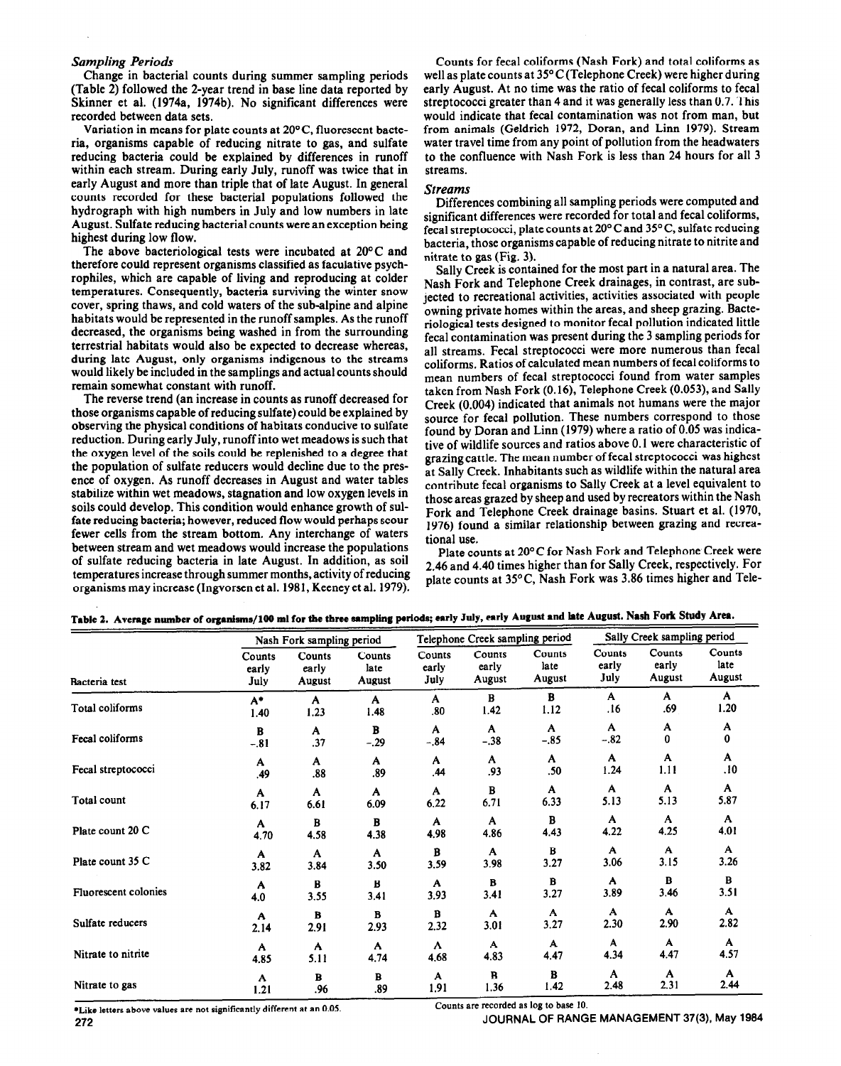### *Sampling Periods*

Change in bacterial counts during summer sampling periods (Table 2) followed the 2-year trend in base line data reported by Skinner et al. (1974a, 1974b). No significant differences were recorded between data sets.

Variation in means for plate counts at 20° C, fluorescent bacteria, organisms capable of reducing nitrate to gas, and sulfate reducing bacteria could be explained by differences in runoff within each stream. During early July, runoff was twice that in early August and more than triple that of late August. In general counts recorded for these bacterial populations followed the hydrograph with high numbers in July and low numbers in late August. Sulfate reducing bacterial counts were an exception being highest during low flow.

The above bacteriological tests were incubated at 20° C and therefore could represent organisms classified as faculative psychrophiles, which are capable of living and reproducing at colder temperatures. Consequently, bacteria surviving the winter snow cover, spring thaws, and cold waters of the sub-alpine and alpine habitats would be represented in the runoff samples. As the runoff decreased, the organisms being washed in from the surrounding terrestrial habitats would also be expected to decrease whereas, during late August, only organisms indigenous to the streams would likely be included in the samplings and actual counts should remain somewhat constant with runoff.

The reverse trend (an increase in counts as runoff decreased for those organisms capable of reducing sulfate) could be explained by observing the physical conditions of habitats conducive to sulfate reduction. During early July, runoff into wet meadows is such that the oxygen level of the soils could be replenished to a degree that the population of sulfate reducers would decline due to the presence of oxygen. As runoff decreases in August and water tables stabilize within wet meadows, stagnation and low oxygen levels in soils could develop. This condition would enhance growth of sulfate reducing bacteria; however, reduced flow would perhaps scour fewer cells from the stream bottom. Any interchange of waters between stream and wet meadows would increase the populations of sulfate reducing bacteria in late August. In addition, as soil temperatures increase through summer months, activity of reducing organisms may increase (Ingvorsen et al. 1981, Keeney et al. 1979).

Counts for fecal coliforms (Nash Fork) and total coliforms as well as plate counts at 35° C (Telephone Creek) were higher during early August. At no time was the ratio of fecal coliforms to fecal streptococci greater than 4 and it was generally less than 0.7. This would indicate that fecal contamination was not from man, but from animals (Geldrich 1972, Doran, and Linn 1979). Stream water travel time from any point of pollution from the headwaters to the confluence with Nash Fork is less than 24 hours for all 3 streams.

### *Streams*

Differences combining all sampling periods were computed and significant differences were recorded for total and fecal coliforms, fecal streptococci, plate counts at 20° C and 35° C, sulfate reducing bacteria, those organisms capable of reducing nitrate to nitrite and nitrate to gas (Fig. 3).

Sally Creek is contained for the most part in a natural area. The Nash Fork and Telephone Creek drainages, in contrast, are subjected to recreational activities, activities associated with people owning private homes within the areas, and sheep grazing. Bacteriological tests designed to monitor fecal pollution indicated little fecal contamination was present during the 3 sampling periods for all streams. Fecal streptococci were more numerous than fecal coliforms. Ratios of calculated mean numbers of fecal coliforms to mean numbers of fecal streptococci found from water samples taken from Nash Fork (0.16), Telephone Creek (0.053), and Sally Creek (0.004) indicated that animals not humans were the major source for fecal pollution. These numbers correspond to those found by Doran and Linn (1979) where a ratio of 0.05 was indicative of wildlife sources and ratios above 0.1 were characteristic of grazing cattle. The mean number of fecal streptococci was highest at Sally Creek. Inhabitants such as wildlife within the natural area contribute fecal organisms to Sally Creek at a level equivalent to those areas grazed by sheep and used by recreators within the Nash Fork and Telephone Creek drainage basins. Stuart et al. (1970, 1976) found a similar relationship between grazing and recreational use.

Plate counts at 20° C for Nash Fork and Telephone Creek were 2.46 and 4.40 times higher than for Sally Creek, respectively. For plate counts at 35° C, Nash Fork was 3.86 times higher and Tele-

**Table 2. Average number of organisms/100 ml for the three sampling periods; early July, early August and late August. Nash Fork Study Area.**

| | Nash Fork sampling period | | | Telephone Creek sampling period | | | Sally Creek sampling period | | |
|---|---|---|---|---|---|---|---|---|---|
| Bacteria test | Counts early July | Counts early August | Counts late August | Counts early July | Counts early August | Counts late August | Counts early July | Counts early August | Counts late August |
| Total coliforms | A* 1.40 | A 1.23 | A 1.48 | A .80 | B 1.42 | B 1.12 | A .16 | A .69 | A 1.20 |
| Fecal coliforms | B −.81 | A .37 | B −.29 | A −.84 | A −.38 | A −.85 | A −.82 | A 0 | A 0 |
| Fecal streptococci | A .49 | A .88 | A .89 | A .44 | A .93 | A .50 | A 1.24 | A 1.11 | A .10 |
| Total count | A 6.17 | A 6.61 | A 6.09 | A 6.22 | B 6.71 | A 6.33 | A 5.13 | A 5.13 | A 5.87 |
| Plate count 20 C | A 4.70 | B 4.58 | B 4.38 | A 4.98 | A 4.86 | B 4.43 | A 4.22 | A 4.25 | A 4.01 |
| Plate count 35 C | A 3.82 | A 3.84 | A 3.50 | B 3.59 | A 3.98 | B 3.27 | A 3.06 | A 3.15 | A 3.26 |
| Fluorescent colonies | A 4.0 | B 3.55 | B 3.41 | A 3.93 | B 3.41 | B 3.27 | A 3.89 | B 3.46 | B 3.51 |
| Sulfate reducers | A 2.14 | B 2.91 | B 2.93 | B 2.32 | A 3.01 | A 3.27 | A 2.30 | A 2.90 | A 2.82 |
| Nitrate to nitrite | A 4.85 | A 5.11 | A 4.74 | A 4.68 | A 4.83 | A 4.47 | A 4.34 | A 4.47 | A 4.57 |
| Nitrate to gas | A 1.21 | B .96 | B .89 | A 1.91 | B 1.36 | B 1.42 | A 2.48 | A 2.31 | A 2.44 |

*Like letters above values are not significantly different at an 0.05.

Counts are recorded as log to base 10.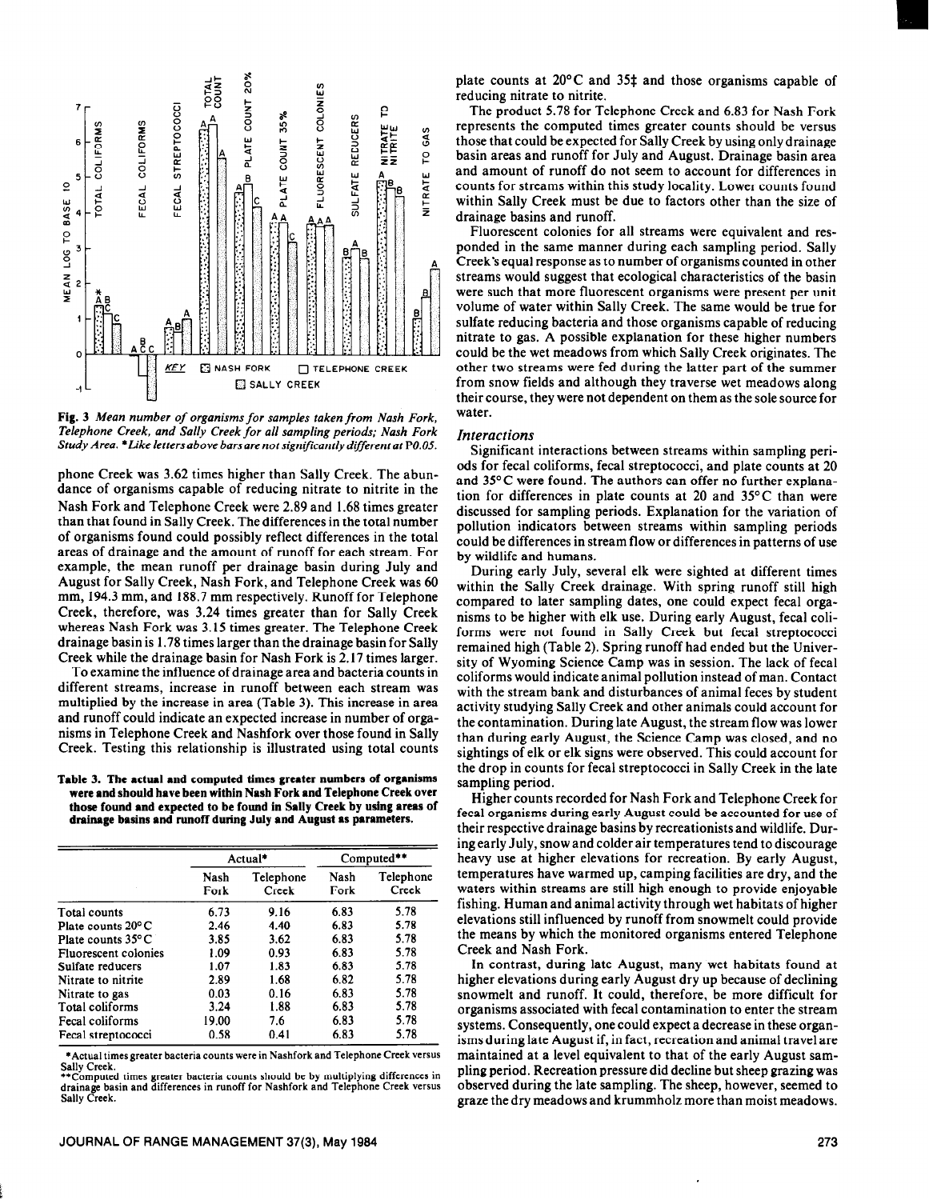Fig. 3 *Mean number of organisms for samples taken from Nash Fork, Telephone Creek, and Sally Creek for all sampling periods; Nash Fork Study Area. *Like letters above bars are not significantly different at P0.05.*

phone Creek was 3.62 times higher than Sally Creek. The abundance of organisms capable of reducing nitrate to nitrite in the Nash Fork and Telephone Creek were 2.89 and 1.68 times greater than that found in Sally Creek. The differences in the total number of organisms found could possibly reflect differences in the total areas of drainage and the amount of runoff for each stream. For example, the mean runoff per drainage basin during July and August for Sally Creek, Nash Fork, and Telephone Creek was 60 mm, 194.3 mm, and 188.7 mm respectively. Runoff for Telephone Creek, therefore, was 3.24 times greater than for Sally Creek whereas Nash Fork was 3.15 times greater. The Telephone Creek drainage basin is 1.78 times larger than the drainage basin for Sally Creek while the drainage basin for Nash Fork is 2.17 times larger.

To examine the influence of drainage area and bacteria counts in different streams, increase in runoff between each stream was multiplied by the increase in area (Table 3). This increase in area and runoff could indicate an expected increase in number of organisms in Telephone Creek and Nashfork over those found in Sally Creek. Testing this relationship is illustrated using total counts plate counts at 20°C and 35‡ and those organisms capable of reducing nitrate to nitrite.

**Table 3. The actual and computed times greater numbers of organisms were and should have been within Nash Fork and Telephone Creek over those found and expected to be found in Sally Creek by using areas of drainage basins and runoff during July and August as parameters.**

| | Actual* | | Computed** | |
|---|---|---|---|---|
| | Nash Fork | Telephone Creek | Nash Fork | Telephone Creek |
| Total counts | 6.73 | 9.16 | 6.83 | 5.78 |
| Plate counts 20°C | 2.46 | 4.40 | 6.83 | 5.78 |
| Plate counts 35°C | 3.85 | 3.62 | 6.83 | 5.78 |
| Fluorescent colonies | 1.09 | 0.93 | 6.83 | 5.78 |
| Sulfate reducers | 1.07 | 1.83 | 6.83 | 5.78 |
| Nitrate to nitrite | 2.89 | 1.68 | 6.82 | 5.78 |
| Nitrate to gas | 0.03 | 0.16 | 6.83 | 5.78 |
| Total coliforms | 3.24 | 1.88 | 6.83 | 5.78 |
| Fecal coliforms | 19.00 | 7.6 | 6.83 | 5.78 |
| Fecal streptococci | 0.58 | 0.41 | 6.83 | 5.78 |

*Actual times greater bacteria counts were in Nashfork and Telephone Creek versus Sally Creek.
**Computed times greater bacteria counts should be by multiplying differences in drainage basin and differences in runoff for Nashfork and Telephone Creek versus Sally Creek.

The product 5.78 for Telephone Creek and 6.83 for Nash Fork represents the computed times greater counts should be versus those that could be expected for Sally Creek by using only drainage basin areas and runoff for July and August. Drainage basin area and amount of runoff do not seem to account for differences in counts for streams within this study locality. Lower counts found within Sally Creek must be due to factors other than the size of drainage basins and runoff.

Fluorescent colonies for all streams were equivalent and responded in the same manner during each sampling period. Sally Creek's equal response as to number of organisms counted in other streams would suggest that ecological characteristics of the basin were such that more fluorescent organisms were present per unit volume of water within Sally Creek. The same would be true for sulfate reducing bacteria and those organisms capable of reducing nitrate to gas. A possible explanation for these higher numbers could be the wet meadows from which Sally Creek originates. The other two streams were fed during the latter part of the summer from snow fields and although they traverse wet meadows along their course, they were not dependent on them as the sole source for water.

### *Interactions*

Significant interactions between streams within sampling periods for fecal coliforms, fecal streptococci, and plate counts at 20 and 35°C were found. The authors can offer no further explanation for differences in plate counts at 20 and 35°C than were discussed for sampling periods. Explanation for the variation of pollution indicators between streams within sampling periods could be differences in stream flow or differences in patterns of use by wildlife and humans.

During early July, several elk were sighted at different times within the Sally Creek drainage. With spring runoff still high compared to later sampling dates, one could expect fecal organisms to be higher with elk use. During early August, fecal coliforms were not found in Sally Creek but fecal streptococci remained high (Table 2). Spring runoff had ended but the University of Wyoming Science Camp was in session. The lack of fecal coliforms would indicate animal pollution instead of man. Contact with the stream bank and disturbances of animal feces by student activity studying Sally Creek and other animals could account for the contamination. During late August, the stream flow was lower than during early August, the Science Camp was closed, and no sightings of elk or elk signs were observed. This could account for the drop in counts for fecal streptococci in Sally Creek in the late sampling period.

Higher counts recorded for Nash Fork and Telephone Creek for fecal organisms during early August could be accounted for use of their respective drainage basins by recreationists and wildlife. During early July, snow and colder air temperatures tend to discourage heavy use at higher elevations for recreation. By early August, temperatures have warmed up, camping facilities are dry, and the waters within streams are still high enough to provide enjoyable fishing. Human and animal activity through wet habitats of higher elevations still influenced by runoff from snowmelt could provide the means by which the monitored organisms entered Telephone Creek and Nash Fork.

In contrast, during late August, many wet habitats found at higher elevations during early August dry up because of declining snowmelt and runoff. It could, therefore, be more difficult for organisms associated with fecal contamination to enter the stream systems. Consequently, one could expect a decrease in these organisms during late August if, in fact, recreation and animal travel are maintained at a level equivalent to that of the early August sampling period. Recreation pressure did decline but sheep grazing was observed during the late sampling. The sheep, however, seemed to graze the dry meadows and krummholz more than moist meadows.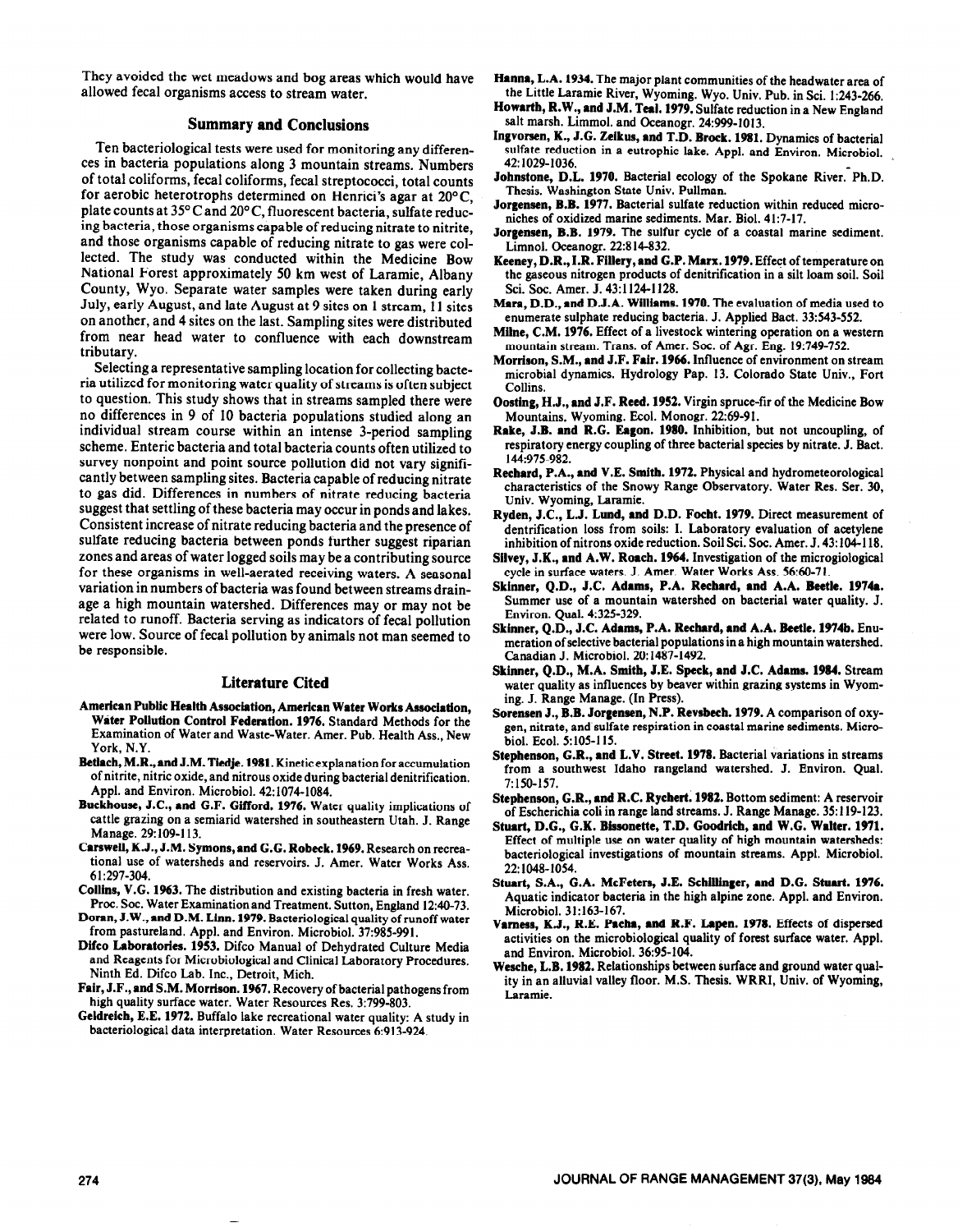They avoided the wet meadows and bog areas which would have allowed fecal organisms access to stream water.

## Summary and Conclusions

Ten bacteriological tests were used for monitoring any differences in bacteria populations along 3 mountain streams. Numbers of total coliforms, fecal coliforms, fecal streptococci, total counts for aerobic heterotrophs determined on Henrici's agar at 20°C, plate counts at 35°C and 20°C, fluorescent bacteria, sulfate reducing bacteria, those organisms capable of reducing nitrate to nitrite, and those organisms capable of reducing nitrate to gas were collected. The study was conducted within the Medicine Bow National Forest approximately 50 km west of Laramie, Albany County, Wyo. Separate water samples were taken during early July, early August, and late August at 9 sites on 1 stream, 11 sites on another, and 4 sites on the last. Sampling sites were distributed from near head water to confluence with each downstream tributary.

Selecting a representative sampling location for collecting bacteria utilized for monitoring water quality of streams is often subject to question. This study shows that in streams sampled there were no differences in 9 of 10 bacteria populations studied along an individual stream course within an intense 3-period sampling scheme. Enteric bacteria and total bacteria counts often utilized to survey nonpoint and point source pollution did not vary significantly between sampling sites. Bacteria capable of reducing nitrate to gas did. Differences in numbers of nitrate reducing bacteria suggest that settling of these bacteria may occur in ponds and lakes. Consistent increase of nitrate reducing bacteria and the presence of sulfate reducing bacteria between ponds further suggest riparian zones and areas of water logged soils may be a contributing source for these organisms in well-aerated receiving waters. A seasonal variation in numbers of bacteria was found between streams drainage a high mountain watershed. Differences may or may not be related to runoff. Bacteria serving as indicators of fecal pollution were low. Source of fecal pollution by animals not man seemed to be responsible.

## Literature Cited

**American Public Health Association, American Water Works Association, Water Pollution Control Federation. 1976.** Standard Methods for the Examination of Water and Waste-Water. Amer. Pub. Health Ass., New York, N.Y.

**Betlach, M.R., and J.M. Tiedje. 1981.** Kinetic explanation for accumulation of nitrite, nitric oxide, and nitrous oxide during bacterial denitrification. Appl. and Environ. Microbiol. 42:1074-1084.

**Buckhouse, J.C., and G.F. Gifford. 1976.** Water quality implications of cattle grazing on a semiarid watershed in southeastern Utah. J. Range Manage. 29:109-113.

**Carswell, K.J., J.M. Symons, and G.G. Robeck. 1969.** Research on recreational use of watersheds and reservoirs. J. Amer. Water Works Ass. 61:297-304.

**Collins, V.G. 1963.** The distribution and existing bacteria in fresh water. Proc. Soc. Water Examination and Treatment. Sutton, England 12:40-73.

**Doran, J.W., and D.M. Linn. 1979.** Bacteriological quality of runoff water from pastureland. Appl. and Environ. Microbiol. 37:985-991.

**Difco Laboratories. 1953.** Difco Manual of Dehydrated Culture Media and Reagents for Microbiological and Clinical Laboratory Procedures. Ninth Ed. Difco Lab. Inc., Detroit, Mich.

**Fair, J.F., and S.M. Morrison. 1967.** Recovery of bacterial pathogens from high quality surface water. Water Resources Res. 3:799-803.

**Geldreich, E.E. 1972.** Buffalo lake recreational water quality: A study in bacteriological data interpretation. Water Resources 6:913-924.

**Hanna, L.A. 1934.** The major plant communities of the headwater area of the Little Laramie River, Wyoming. Wyo. Univ. Pub. in Sci. 1:243-266.

**Howarth, R.W., and J.M. Teal. 1979.** Sulfate reduction in a New England salt marsh. Limmol. and Oceanogr. 24:999-1013.

**Ingvorsen, K., J.G. Zeikus, and T.D. Brock. 1981.** Dynamics of bacterial sulfate reduction in a eutrophic lake. Appl. and Environ. Microbiol. 42:1029-1036.

**Johnstone, D.L. 1970.** Bacterial ecology of the Spokane River. Ph.D. Thesis. Washington State Univ. Pullman.

**Jorgensen, B.B. 1977.** Bacterial sulfate reduction within reduced microniches of oxidized marine sediments. Mar. Biol. 41:7-17.

**Jorgensen, B.B. 1979.** The sulfur cycle of a coastal marine sediment. Limnol. Oceanogr. 22:814-832.

**Keeney, D.R., I.R. Fillery, and G.P. Marx. 1979.** Effect of temperature on the gaseous nitrogen products of denitrification in a silt loam soil. Soil Sci. Soc. Amer. J. 43:1124-1128.

**Mara, D.D., and D.J.A. Williams. 1970.** The evaluation of media used to enumerate sulphate reducing bacteria. J. Applied Bact. 33:543-552.

**Milne, C.M. 1976.** Effect of a livestock wintering operation on a western mountain stream. Trans. of Amer. Soc. of Agr. Eng. 19:749-752.

**Morrison, S.M., and J.F. Fair. 1966.** Influence of environment on stream microbial dynamics. Hydrology Pap. 13. Colorado State Univ., Fort Collins.

**Oosting, H.J., and J.F. Reed. 1952.** Virgin spruce-fir of the Medicine Bow Mountains. Wyoming. Ecol. Monogr. 22:69-91.

**Rake, J.B. and R.G. Eagon. 1980.** Inhibition, but not uncoupling, of respiratory energy coupling of three bacterial species by nitrate. J. Bact. 144:975-982.

**Rechard, P.A., and V.E. Smith. 1972.** Physical and hydrometeorological characteristics of the Snowy Range Observatory. Water Res. Ser. 30, Univ. Wyoming, Laramie.

**Ryden, J.C., L.J. Lund, and D.D. Focht. 1979.** Direct measurement of dentrification loss from soils: I. Laboratory evaluation of acetylene inhibition of nitrons oxide reduction. Soil Sci. Soc. Amer. J. 43:104-118.

**Silvey, J.K., and A.W. Roach. 1964.** Investigation of the microgiological cycle in surface waters. J. Amer. Water Works Ass. 56:60-71.

**Skinner, Q.D., J.C. Adams, P.A. Rechard, and A.A. Beetle. 1974a.** Summer use of a mountain watershed on bacterial water quality. J. Environ. Qual. 4:325-329.

**Skinner, Q.D., J.C. Adams, P.A. Rechard, and A.A. Beetle. 1974b.** Enumeration of selective bacterial populations in a high mountain watershed. Canadian J. Microbiol. 20:1487-1492.

**Skinner, Q.D., M.A. Smith, J.E. Speck, and J.C. Adams. 1984.** Stream water quality as influences by beaver within grazing systems in Wyoming. J. Range Manage. (In Press).

**Sorensen J., B.B. Jorgensen, N.P. Revsbech. 1979.** A comparison of oxygen, nitrate, and sulfate respiration in coastal marine sediments. Microbiol. Ecol. 5:105-115.

**Stephenson, G.R., and L.V. Street. 1978.** Bacterial variations in streams from a southwest Idaho rangeland watershed. J. Environ. Qual. 7:150-157.

**Stephenson, G.R., and R.C. Rychert. 1982.** Bottom sediment: A reservoir of Escherichia coli in range land streams. J. Range Manage. 35:119-123.

**Stuart, D.G., G.K. Bissonette, T.D. Goodrich, and W.G. Walter. 1971.** Effect of multiple use on water quality of high mountain watersheds: bacteriological investigations of mountain streams. Appl. Microbiol. 22:1048-1054.

**Stuart, S.A., G.A. McFeters, J.E. Schillinger, and D.G. Stuart. 1976.** Aquatic indicator bacteria in the high alpine zone. Appl. and Environ. Microbiol. 31:163-167.

**Varness, K.J., R.E. Pacha, and R.F. Lapen. 1978.** Effects of dispersed activities on the microbiological quality of forest surface water. Appl. and Environ. Microbiol. 36:95-104.

**Wesche, L.B. 1982.** Relationships between surface and ground water quality in an alluvial valley floor. M.S. Thesis. WRRI, Univ. of Wyoming, Laramie.